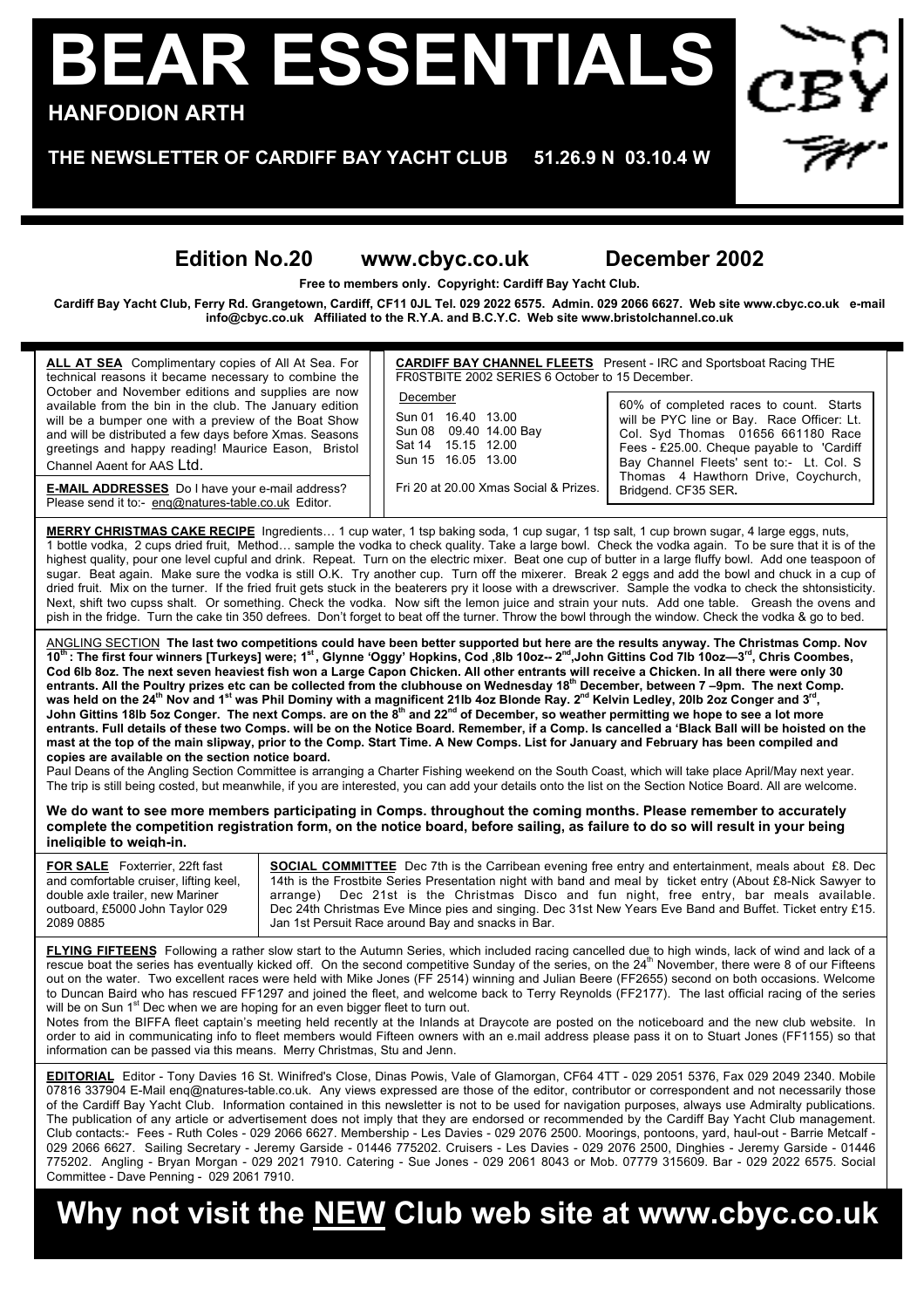# BEAR ESSENTIALS

**HANFODION ARTH**

**THE NEWSLETTER OF CARDIFF BAY YACHT CLUB 51.26.9 N 03.10.4 W**

## Edition No.20 www.cbyc.co.uk December 2002

**Free to members only. Copyright: Cardiff Bay Yacht Club.**

**Cardiff Bay Yacht Club, Ferry Rd. Grangetown, Cardiff, CF11 0JL Tel. 029 2022 6575. Admin. 029 2066 6627. Web site www.cbyc.co.uk e-mail info@cbyc.co.uk Affiliated to the R.Y.A. and B.C.Y.C. Web site www.bristolchannel.co.uk**

**ALL AT SEA** Complimentary copies of All At Sea. For technical reasons it became necessary to combine the October and November editions and supplies are now available from the bin in the club. The January edition will be a bumper one with a preview of the Boat Show and will be distributed a few days before Xmas. Seasons greetings and happy reading! Maurice Eason, Bristol Channel Agent for AAS Ltd.

**E-MAIL ADDRESSES** Do I have your e-mail address? Please send it to:- enq@natures-table.co.uk Editor.

**CARDIFF BAY CHANNEL FLEETS** Present - IRC and Sportsboat Racing THE FR0STBITE 2002 SERIES 6 October to 15 December.

December

Sun 01 16.40 13.00
Sun 08 09.40 14.00 Bay
Sat 14 15.15 12.00
Sun 15 16.05 13.00

Fri 20 at 20.00 Xmas Social & Prizes.

60% of completed races to count. Starts will be PYC line or Bay. Race Officer: Lt. Col. Syd Thomas 01656 661180 Race Fees - £25.00. Cheque payable to 'Cardiff Bay Channel Fleets' sent to:- Lt. Col. S Thomas 4 Hawthorn Drive, Coychurch, Bridgend. CF35 SER**.**

**MERRY CHRISTMAS CAKE RECIPE** Ingredients… 1 cup water, 1 tsp baking soda, 1 cup sugar, 1 tsp salt, 1 cup brown sugar, 4 large eggs, nuts, 1 bottle vodka, 2 cups dried fruit, Method… sample the vodka to check quality. Take a large bowl. Check the vodka again. To be sure that it is of the highest quality, pour one level cupful and drink. Repeat. Turn on the electric mixer. Beat one cup of butter in a large fluffy bowl. Add one teaspoon of sugar. Beat again. Make sure the vodka is still O.K. Try another cup. Turn off the mixerer. Break 2 eggs and add the bowl and chuck in a cup of dried fruit. Mix on the turner. If the fried fruit gets stuck in the beaterers pry it loose with a drewscriver. Sample the vodka to check the shtonsisticity. Next, shift two cupss shalt. Or something. Check the vodka. Now sift the lemon juice and strain your nuts. Add one table. Greash the ovens and pish in the fridge. Turn the cake tin 350 defrees. Don't forget to beat off the turner. Throw the bowl through the window. Check the vodka & go to bed.

ANGLING SECTION **The last two competitions could have been better supported but here are the results anyway. The Christmas Comp. Nov 10th: The first four winners [Turkeys] were; 1st, Glynne 'Oggy' Hopkins, Cod ,8lb 10oz-- 2nd,John Gittins Cod 7lb 10oz—3rd, Chris Coombes, Cod 6lb 8oz. The next seven heaviest fish won a Large Capon Chicken. All other entrants will receive a Chicken. In all there were only 30 entrants. All the Poultry prizes etc can be collected from the clubhouse on Wednesday 18th December, between 7 –9pm. The next Comp. was held on the 24th Nov and 1st was Phil Dominy with a magnificent 21lb 4oz Blonde Ray. 2nd Kelvin Ledley, 20lb 2oz Conger and 3rd, John Gittins 18lb 5oz Conger. The next Comps. are on the 8th and 22nd of December, so weather permitting we hope to see a lot more entrants. Full details of these two Comps. will be on the Notice Board. Remember, if a Comp. Is cancelled a 'Black Ball will be hoisted on the mast at the top of the main slipway, prior to the Comp. Start Time. A New Comps. List for January and February has been compiled and copies are available on the section notice board.**

Paul Deans of the Angling Section Committee is arranging a Charter Fishing weekend on the South Coast, which will take place April/May next year. The trip is still being costed, but meanwhile, if you are interested, you can add your details onto the list on the Section Notice Board. All are welcome.

**We do want to see more members participating in Comps. throughout the coming months. Please remember to accurately complete the competition registration form, on the notice board, before sailing, as failure to do so will result in your being ineligible to weigh-in.**

**FOR SALE** Foxterrier, 22ft fast and comfortable cruiser, lifting keel, double axle trailer, new Mariner outboard, £5000 John Taylor 029 2089 0885

**SOCIAL COMMITTEE** Dec 7th is the Carribean evening free entry and entertainment, meals about £8. Dec 14th is the Frostbite Series Presentation night with band and meal by ticket entry (About £8-Nick Sawyer to arrange) Dec 21st is the Christmas Disco and fun night, free entry, bar meals available. Dec 24th Christmas Eve Mince pies and singing. Dec 31st New Years Eve Band and Buffet. Ticket entry £15. Jan 1st Persuit Race around Bay and snacks in Bar.

**FLYING FIFTEENS** Following a rather slow start to the Autumn Series, which included racing cancelled due to high winds, lack of wind and lack of a rescue boat the series has eventually kicked off. On the second competitive Sunday of the series, on the 24th November, there were 8 of our Fifteens out on the water. Two excellent races were held with Mike Jones (FF 2514) winning and Julian Beere (FF2655) second on both occasions. Welcome to Duncan Baird who has rescued FF1297 and joined the fleet, and welcome back to Terry Reynolds (FF2177). The last official racing of the series will be on Sun 1st Dec when we are hoping for an even bigger fleet to turn out.

Notes from the BIFFA fleet captain's meeting held recently at the Inlands at Draycote are posted on the noticeboard and the new club website. In order to aid in communicating info to fleet members would Fifteen owners with an e.mail address please pass it on to Stuart Jones (FF1155) so that information can be passed via this means. Merry Christmas, Stu and Jenn.

**EDITORIAL** Editor - Tony Davies 16 St. Winifred's Close, Dinas Powis, Vale of Glamorgan, CF64 4TT - 029 2051 5376, Fax 029 2049 2340. Mobile 07816 337904 E-Mail enq@natures-table.co.uk. Any views expressed are those of the editor, contributor or correspondent and not necessarily those of the Cardiff Bay Yacht Club. Information contained in this newsletter is not to be used for navigation purposes, always use Admiralty publications. The publication of any article or advertisement does not imply that they are endorsed or recommended by the Cardiff Bay Yacht Club management. Club contacts:- Fees - Ruth Coles - 029 2066 6627. Membership - Les Davies - 029 2076 2500. Moorings, pontoons, yard, haul-out - Barrie Metcalf - 029 2066 6627. Sailing Secretary - Jeremy Garside - 01446 775202. Cruisers - Les Davies - 029 2076 2500, Dinghies - Jeremy Garside - 01446 775202. Angling - Bryan Morgan - 029 2021 7910. Catering - Sue Jones - 029 2061 8043 or Mob. 07779 315609. Bar - 029 2022 6575. Social Committee - Dave Penning - 029 2061 7910.

# Why not visit the NEW Club web site at www.cbyc.co.uk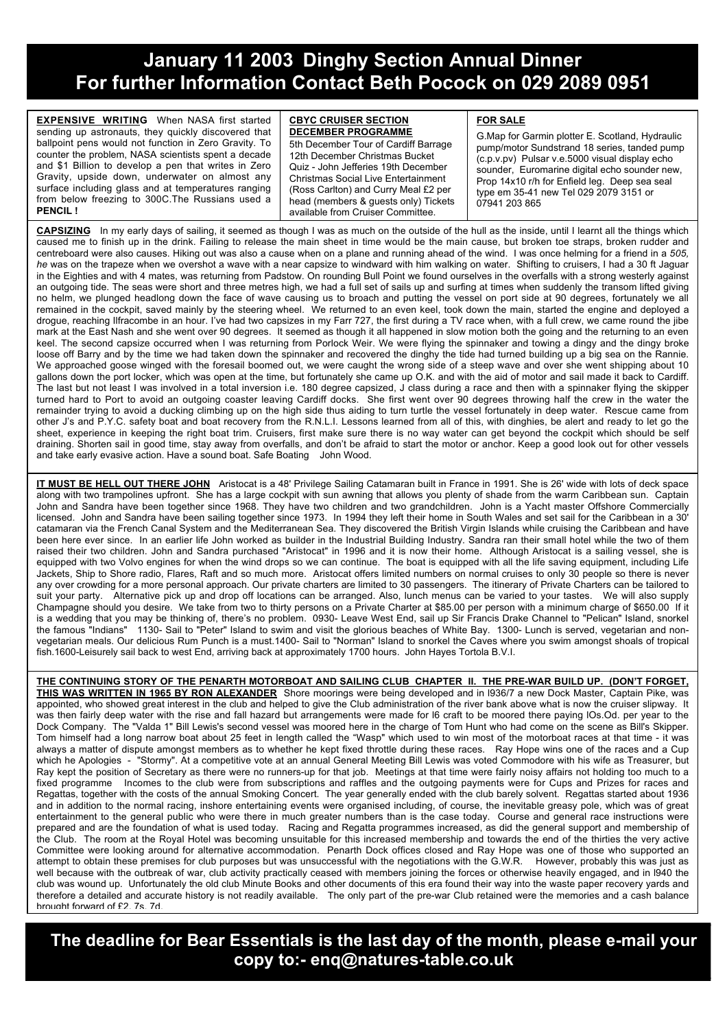# January 11 2003 Dinghy Section Annual Dinner
# For further Information Contact Beth Pocock on 029 2089 0951

**EXPENSIVE WRITING** When NASA first started sending up astronauts, they quickly discovered that ballpoint pens would not function in Zero Gravity. To counter the problem, NASA scientists spent a decade and $1 Billion to develop a pen that writes in Zero Gravity, upside down, underwater on almost any surface including glass and at temperatures ranging from below freezing to 300C.The Russians used a **PENCIL !**

**CBYC CRUISER SECTION DECEMBER PROGRAMME**
5th December Tour of Cardiff Barrage
12th December Christmas Bucket Quiz - John Jefferies 19th December Christmas Social Live Entertainment (Ross Carlton) and Curry Meal £2 per head (members & guests only) Tickets available from Cruiser Committee.

**FOR SALE**
G.Map for Garmin plotter E. Scotland, Hydraulic pump/motor Sundstrand 18 series, tanded pump (c.p.v.pv) Pulsar v.e.5000 visual display echo sounder, Euromarine digital echo sounder new, Prop 14x10 r/h for Enfield leg. Deep sea seal type em 35-41 new Tel 029 2079 3151 or 07941 203 865

**CAPSIZING** In my early days of sailing, it seemed as though I was as much on the outside of the hull as the inside, until I learnt all the things which caused me to finish up in the drink. Failing to release the main sheet in time would be the main cause, but broken toe straps, broken rudder and centreboard were also causes. Hiking out was also a cause when on a plane and running ahead of the wind. I was once helming for a friend in a *505, he* was on the trapeze when we overshot a wave with a near capsize to windward with him walking on water. Shifting to cruisers, I had a 30 ft Jaguar in the Eighties and with 4 mates, was returning from Padstow. On rounding Bull Point we found ourselves in the overfalls with a strong westerly against an outgoing tide. The seas were short and three metres high, we had a full set of sails up and surfing at times when suddenly the transom lifted giving no helm, we plunged headlong down the face of wave causing us to broach and putting the vessel on port side at 90 degrees, fortunately we all remained in the cockpit, saved mainly by the steering wheel. We returned to an even keel, took down the main, started the engine and deployed a drogue, reaching Ilfracombe in an hour. I've had two capsizes in my Farr 727, the first during a TV race when, with a full crew, we came round the jibe mark at the East Nash and she went over 90 degrees. It seemed as though it all happened in slow motion both the going and the returning to an even keel. The second capsize occurred when I was returning from Porlock Weir. We were flying the spinnaker and towing a dingy and the dingy broke loose off Barry and by the time we had taken down the spinnaker and recovered the dinghy the tide had turned building up a big sea on the Rannie. We approached goose winged with the foresail boomed out, we were caught the wrong side of a steep wave and over she went shipping about 10 gallons down the port locker, which was open at the time, but fortunately she came up O.K. and with the aid of motor and sail made it back to Cardiff. The last but not least I was involved in a total inversion i.e. 180 degree capsized, J class during a race and then with a spinnaker flying the skipper turned hard to Port to avoid an outgoing coaster leaving Cardiff docks. She first went over 90 degrees throwing half the crew in the water the remainder trying to avoid a ducking climbing up on the high side thus aiding to turn turtle the vessel fortunately in deep water. Rescue came from other J's and P.Y.C. safety boat and boat recovery from the R.N.L.I. Lessons learned from all of this, with dinghies, be alert and ready to let go the sheet, experience in keeping the right boat trim. Cruisers, first make sure there is no way water can get beyond the cockpit which should be self draining. Shorten sail in good time, stay away from overfalls, and don't be afraid to start the motor or anchor. Keep a good look out for other vessels and take early evasive action. Have a sound boat. Safe Boating John Wood.

**IT MUST BE HELL OUT THERE JOHN** Aristocat is a 48' Privilege Sailing Catamaran built in France in 1991. She is 26' wide with lots of deck space along with two trampolines upfront. She has a large cockpit with sun awning that allows you plenty of shade from the warm Caribbean sun. Captain John and Sandra have been together since 1968. They have two children and two grandchildren. John is a Yacht master Offshore Commercially licensed. John and Sandra have been sailing together since 1973. In 1994 they left their home in South Wales and set sail for the Caribbean in a 30' catamaran via the French Canal System and the Mediterranean Sea. They discovered the British Virgin Islands while cruising the Caribbean and have been here ever since. In an earlier life John worked as builder in the Industrial Building Industry. Sandra ran their small hotel while the two of them raised their two children. John and Sandra purchased "Aristocat" in 1996 and it is now their home. Although Aristocat is a sailing vessel, she is equipped with two Volvo engines for when the wind drops so we can continue. The boat is equipped with all the life saving equipment, including Life Jackets, Ship to Shore radio, Flares, Raft and so much more. Aristocat offers limited numbers on normal cruises to only 30 people so there is never any over crowding for a more personal approach. Our private charters are limited to 30 passengers. The itinerary of Private Charters can be tailored to suit your party. Alternative pick up and drop off locations can be arranged. Also, lunch menus can be varied to your tastes. We will also supply Champagne should you desire. We take from two to thirty persons on a Private Charter at $85.00 per person with a minimum charge of $650.00 If it is a wedding that you may be thinking of, there's no problem. 0930- Leave West End, sail up Sir Francis Drake Channel to "Pelican" Island, snorkel the famous "Indians" 1130- Sail to "Peter" Island to swim and visit the glorious beaches of White Bay. 1300- Lunch is served, vegetarian and non-vegetarian meals. Our delicious Rum Punch is a must.1400- Sail to "Norman" Island to snorkel the Caves where you swim amongst shoals of tropical fish.1600-Leisurely sail back to west End, arriving back at approximately 1700 hours. John Hayes Tortola B.V.I.

**THE CONTINUING STORY OF THE PENARTH MOTORBOAT AND SAILING CLUB CHAPTER II. THE PRE-WAR BUILD UP. (DON'T FORGET, THIS WAS WRITTEN IN 1965 BY RON ALEXANDER** Shore moorings were being developed and in l936/7 a new Dock Master, Captain Pike, was appointed, who showed great interest in the club and helped to give the Club administration of the river bank above what is now the cruiser slipway. It was then fairly deep water with the rise and fall hazard but arrangements were made for l6 craft to be moored there paying lOs.Od. per year to the Dock Company. The "Valda 1" Bill Lewis's second vessel was moored here in the charge of Tom Hunt who had come on the scene as Bill's Skipper. Tom himself had a long narrow boat about 25 feet in length called the "Wasp" which used to win most of the motorboat races at that time - it was always a matter of dispute amongst members as to whether he kept fixed throttle during these races. Ray Hope wins one of the races and a Cup which he Apologies - "Stormy". At a competitive vote at an annual General Meeting Bill Lewis was voted Commodore with his wife as Treasurer, but Ray kept the position of Secretary as there were no runners-up for that job. Meetings at that time were fairly noisy affairs not holding too much to a fixed programme Incomes to the club were from subscriptions and raffles and the outgoing payments were for Cups and Prizes for races and Regattas, together with the costs of the annual Smoking Concert. The year generally ended with the club barely solvent. Regattas started about 1936 and in addition to the normal racing, inshore entertaining events were organised including, of course, the inevitable greasy pole, which was of great entertainment to the general public who were there in much greater numbers than is the case today. Course and general race instructions were prepared and are the foundation of what is used today. Racing and Regatta programmes increased, as did the general support and membership of the Club. The room at the Royal Hotel was becoming unsuitable for this increased membership and towards the end of the thirties the very active Committee were looking around for alternative accommodation. Penarth Dock offices closed and Ray Hope was one of those who supported an attempt to obtain these premises for club purposes but was unsuccessful with the negotiations with the G.W.R. However, probably this was just as well because with the outbreak of war, club activity practically ceased with members joining the forces or otherwise heavily engaged, and in l940 the club was wound up. Unfortunately the old club Minute Books and other documents of this era found their way into the waste paper recovery yards and therefore a detailed and accurate history is not readily available. The only part of the pre-war Club retained were the memories and a cash balance brought forward of £2. 7s. 7d.

**The deadline for Bear Essentials is the last day of the month, please e-mail your copy to:- enq@natures-table.co.uk**